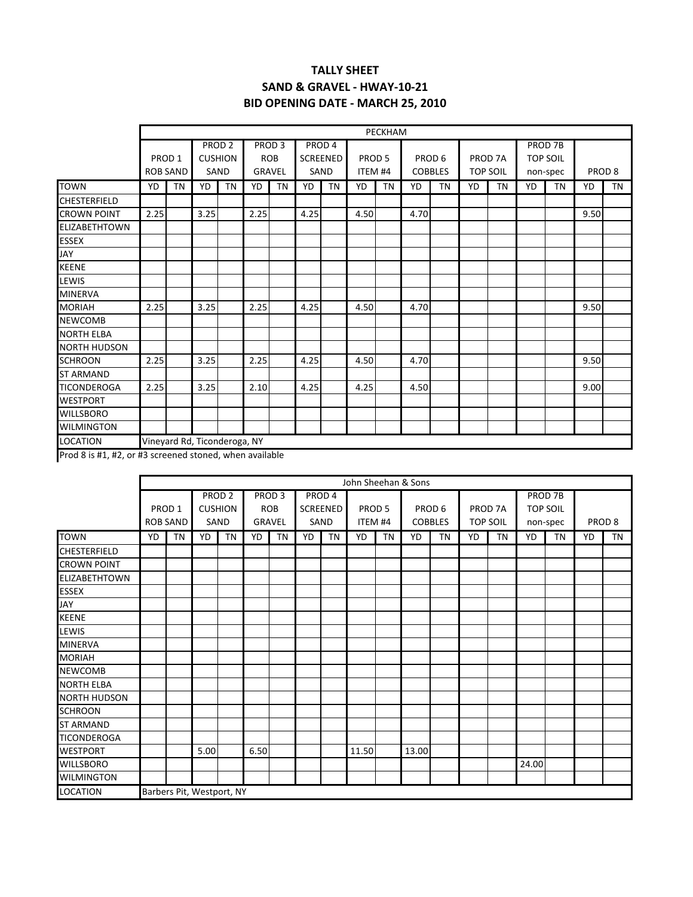**TALLY SHEET**
**SAND & GRAVEL - HWAY-10-21**
**BID OPENING DATE - MARCH 25, 2010**

| | PECKHAM | | | | | | | | | | | | | | | | | |
|---|---|---|---|---|---|---|---|---|---|---|---|---|---|---|---|---|---|---|
| | PROD 1 ROB SAND | | PROD 2 CUSHION SAND | | PROD 3 ROB GRAVEL | | PROD 4 SCREENED SAND | | PROD 5 ITEM #4 | | PROD 6 COBBLES | | PROD 7A TOP SOIL | | PROD 7B TOP SOIL non-spec | | PROD 8 | |
| TOWN | YD | TN | YD | TN | YD | TN | YD | TN | YD | TN | YD | TN | YD | TN | YD | TN | YD | TN |
| CHESTERFIELD | | | | | | | | | | | | | | | | | | |
| CROWN POINT | 2.25 | | 3.25 | | 2.25 | | 4.25 | | 4.50 | | 4.70 | | | | | | 9.50 | |
| ELIZABETHTOWN | | | | | | | | | | | | | | | | | | |
| ESSEX | | | | | | | | | | | | | | | | | | |
| JAY | | | | | | | | | | | | | | | | | | |
| KEENE | | | | | | | | | | | | | | | | | | |
| LEWIS | | | | | | | | | | | | | | | | | | |
| MINERVA | | | | | | | | | | | | | | | | | | |
| MORIAH | 2.25 | | 3.25 | | 2.25 | | 4.25 | | 4.50 | | 4.70 | | | | | | 9.50 | |
| NEWCOMB | | | | | | | | | | | | | | | | | | |
| NORTH ELBA | | | | | | | | | | | | | | | | | | |
| NORTH HUDSON | | | | | | | | | | | | | | | | | | |
| SCHROON | 2.25 | | 3.25 | | 2.25 | | 4.25 | | 4.50 | | 4.70 | | | | | | 9.50 | |
| ST ARMAND | | | | | | | | | | | | | | | | | | |
| TICONDEROGA | 2.25 | | 3.25 | | 2.10 | | 4.25 | | 4.25 | | 4.50 | | | | | | 9.00 | |
| WESTPORT | | | | | | | | | | | | | | | | | | |
| WILLSBORO | | | | | | | | | | | | | | | | | | |
| WILMINGTON | | | | | | | | | | | | | | | | | | |
| LOCATION | Vineyard Rd, Ticonderoga, NY | | | | | | | | | | | | | | | | | |

Prod 8 is #1, #2, or #3 screened stoned, when available

| | John Sheehan & Sons | | | | | | | | | | | | | | | | | |
|---|---|---|---|---|---|---|---|---|---|---|---|---|---|---|---|---|---|---|
| | PROD 1 ROB SAND | | PROD 2 CUSHION SAND | | PROD 3 ROB GRAVEL | | PROD 4 SCREENED SAND | | PROD 5 ITEM #4 | | PROD 6 COBBLES | | PROD 7A TOP SOIL | | PROD 7B TOP SOIL non-spec | | PROD 8 | |
| TOWN | YD | TN | YD | TN | YD | TN | YD | TN | YD | TN | YD | TN | YD | TN | YD | TN | YD | TN |
| CHESTERFIELD | | | | | | | | | | | | | | | | | | |
| CROWN POINT | | | | | | | | | | | | | | | | | | |
| ELIZABETHTOWN | | | | | | | | | | | | | | | | | | |
| ESSEX | | | | | | | | | | | | | | | | | | |
| JAY | | | | | | | | | | | | | | | | | | |
| KEENE | | | | | | | | | | | | | | | | | | |
| LEWIS | | | | | | | | | | | | | | | | | | |
| MINERVA | | | | | | | | | | | | | | | | | | |
| MORIAH | | | | | | | | | | | | | | | | | | |
| NEWCOMB | | | | | | | | | | | | | | | | | | |
| NORTH ELBA | | | | | | | | | | | | | | | | | | |
| NORTH HUDSON | | | | | | | | | | | | | | | | | | |
| SCHROON | | | | | | | | | | | | | | | | | | |
| ST ARMAND | | | | | | | | | | | | | | | | | | |
| TICONDEROGA | | | | | | | | | | | | | | | | | | |
| WESTPORT | | | 5.00 | | 6.50 | | | | 11.50 | | 13.00 | | | | | | | |
| WILLSBORO | | | | | | | | | | | | | | | 24.00 | | | |
| WILMINGTON | | | | | | | | | | | | | | | | | | |
| LOCATION | Barbers Pit, Westport, NY | | | | | | | | | | | | | | | | | |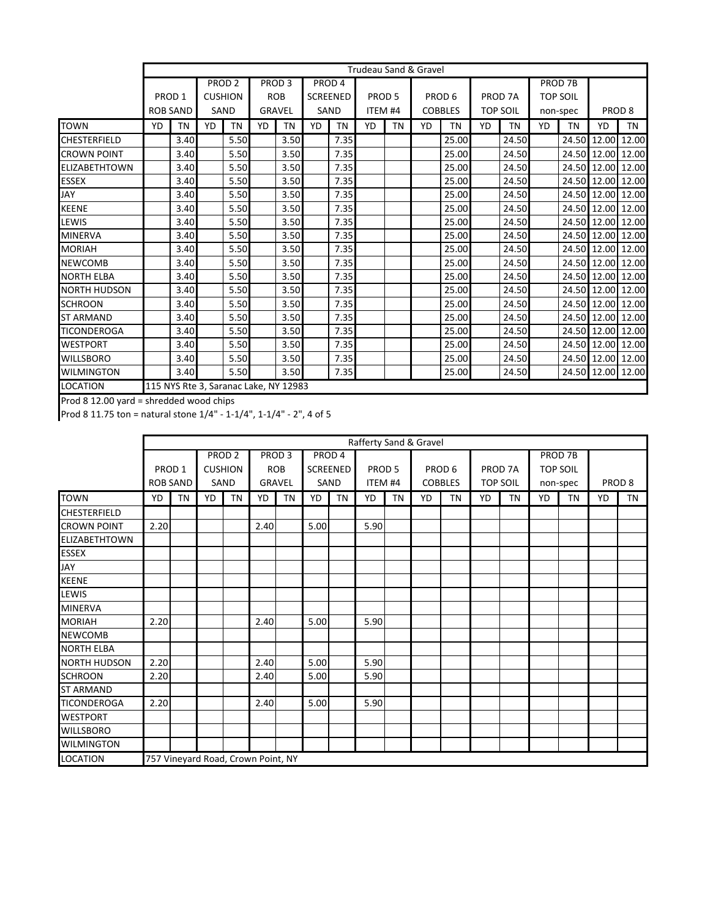| | Trudeau Sand & Gravel | | | | | | | | | | | | | | | | | |
|---|---|---|---|---|---|---|---|---|---|---|---|---|---|---|---|---|---|---|
| | PROD 1 ROB SAND | | PROD 2 CUSHION SAND | | PROD 3 ROB GRAVEL | | PROD 4 SCREENED SAND | | PROD 5 ITEM #4 | | PROD 6 COBBLES | | PROD 7A TOP SOIL | | PROD 7B TOP SOIL non-spec | | PROD 8 | |
| TOWN | YD | TN | YD | TN | YD | TN | YD | TN | YD | TN | YD | TN | YD | TN | YD | TN | YD | TN |
| CHESTERFIELD | | 3.40 | | 5.50 | | 3.50 | | 7.35 | | | | 25.00 | | 24.50 | | 24.50 | 12.00 | 12.00 |
| CROWN POINT | | 3.40 | | 5.50 | | 3.50 | | 7.35 | | | | 25.00 | | 24.50 | | 24.50 | 12.00 | 12.00 |
| ELIZABETHTOWN | | 3.40 | | 5.50 | | 3.50 | | 7.35 | | | | 25.00 | | 24.50 | | 24.50 | 12.00 | 12.00 |
| ESSEX | | 3.40 | | 5.50 | | 3.50 | | 7.35 | | | | 25.00 | | 24.50 | | 24.50 | 12.00 | 12.00 |
| JAY | | 3.40 | | 5.50 | | 3.50 | | 7.35 | | | | 25.00 | | 24.50 | | 24.50 | 12.00 | 12.00 |
| KEENE | | 3.40 | | 5.50 | | 3.50 | | 7.35 | | | | 25.00 | | 24.50 | | 24.50 | 12.00 | 12.00 |
| LEWIS | | 3.40 | | 5.50 | | 3.50 | | 7.35 | | | | 25.00 | | 24.50 | | 24.50 | 12.00 | 12.00 |
| MINERVA | | 3.40 | | 5.50 | | 3.50 | | 7.35 | | | | 25.00 | | 24.50 | | 24.50 | 12.00 | 12.00 |
| MORIAH | | 3.40 | | 5.50 | | 3.50 | | 7.35 | | | | 25.00 | | 24.50 | | 24.50 | 12.00 | 12.00 |
| NEWCOMB | | 3.40 | | 5.50 | | 3.50 | | 7.35 | | | | 25.00 | | 24.50 | | 24.50 | 12.00 | 12.00 |
| NORTH ELBA | | 3.40 | | 5.50 | | 3.50 | | 7.35 | | | | 25.00 | | 24.50 | | 24.50 | 12.00 | 12.00 |
| NORTH HUDSON | | 3.40 | | 5.50 | | 3.50 | | 7.35 | | | | 25.00 | | 24.50 | | 24.50 | 12.00 | 12.00 |
| SCHROON | | 3.40 | | 5.50 | | 3.50 | | 7.35 | | | | 25.00 | | 24.50 | | 24.50 | 12.00 | 12.00 |
| ST ARMAND | | 3.40 | | 5.50 | | 3.50 | | 7.35 | | | | 25.00 | | 24.50 | | 24.50 | 12.00 | 12.00 |
| TICONDEROGA | | 3.40 | | 5.50 | | 3.50 | | 7.35 | | | | 25.00 | | 24.50 | | 24.50 | 12.00 | 12.00 |
| WESTPORT | | 3.40 | | 5.50 | | 3.50 | | 7.35 | | | | 25.00 | | 24.50 | | 24.50 | 12.00 | 12.00 |
| WILLSBORO | | 3.40 | | 5.50 | | 3.50 | | 7.35 | | | | 25.00 | | 24.50 | | 24.50 | 12.00 | 12.00 |
| WILMINGTON | | 3.40 | | 5.50 | | 3.50 | | 7.35 | | | | 25.00 | | 24.50 | | 24.50 | 12.00 | 12.00 |
| LOCATION | 115 NYS Rte 3, Saranac Lake, NY 12983 | | | | | | | | | | | | | | | | | |

Prod 8 12.00 yard = shredded wood chips

Prod 8 11.75 ton = natural stone 1/4" - 1-1/4", 1-1/4" - 2", 4 of 5

| | Rafferty Sand & Gravel | | | | | | | | | | | | | | | | | |
|---|---|---|---|---|---|---|---|---|---|---|---|---|---|---|---|---|---|---|
| | PROD 1 ROB SAND | | PROD 2 CUSHION SAND | | PROD 3 ROB GRAVEL | | PROD 4 SCREENED SAND | | PROD 5 ITEM #4 | | PROD 6 COBBLES | | PROD 7A TOP SOIL | | PROD 7B TOP SOIL non-spec | | PROD 8 | |
| TOWN | YD | TN | YD | TN | YD | TN | YD | TN | YD | TN | YD | TN | YD | TN | YD | TN | YD | TN |
| CHESTERFIELD | | | | | | | | | | | | | | | | | | |
| CROWN POINT | 2.20 | | | | 2.40 | | 5.00 | | 5.90 | | | | | | | | | |
| ELIZABETHTOWN | | | | | | | | | | | | | | | | | | |
| ESSEX | | | | | | | | | | | | | | | | | | |
| JAY | | | | | | | | | | | | | | | | | | |
| KEENE | | | | | | | | | | | | | | | | | | |
| LEWIS | | | | | | | | | | | | | | | | | | |
| MINERVA | | | | | | | | | | | | | | | | | | |
| MORIAH | 2.20 | | | | 2.40 | | 5.00 | | 5.90 | | | | | | | | | |
| NEWCOMB | | | | | | | | | | | | | | | | | | |
| NORTH ELBA | | | | | | | | | | | | | | | | | | |
| NORTH HUDSON | 2.20 | | | | 2.40 | | 5.00 | | 5.90 | | | | | | | | | |
| SCHROON | 2.20 | | | | 2.40 | | 5.00 | | 5.90 | | | | | | | | | |
| ST ARMAND | | | | | | | | | | | | | | | | | | |
| TICONDEROGA | 2.20 | | | | 2.40 | | 5.00 | | 5.90 | | | | | | | | | |
| WESTPORT | | | | | | | | | | | | | | | | | | |
| WILLSBORO | | | | | | | | | | | | | | | | | | |
| WILMINGTON | | | | | | | | | | | | | | | | | | |
| LOCATION | 757 Vineyard Road, Crown Point, NY | | | | | | | | | | | | | | | | | |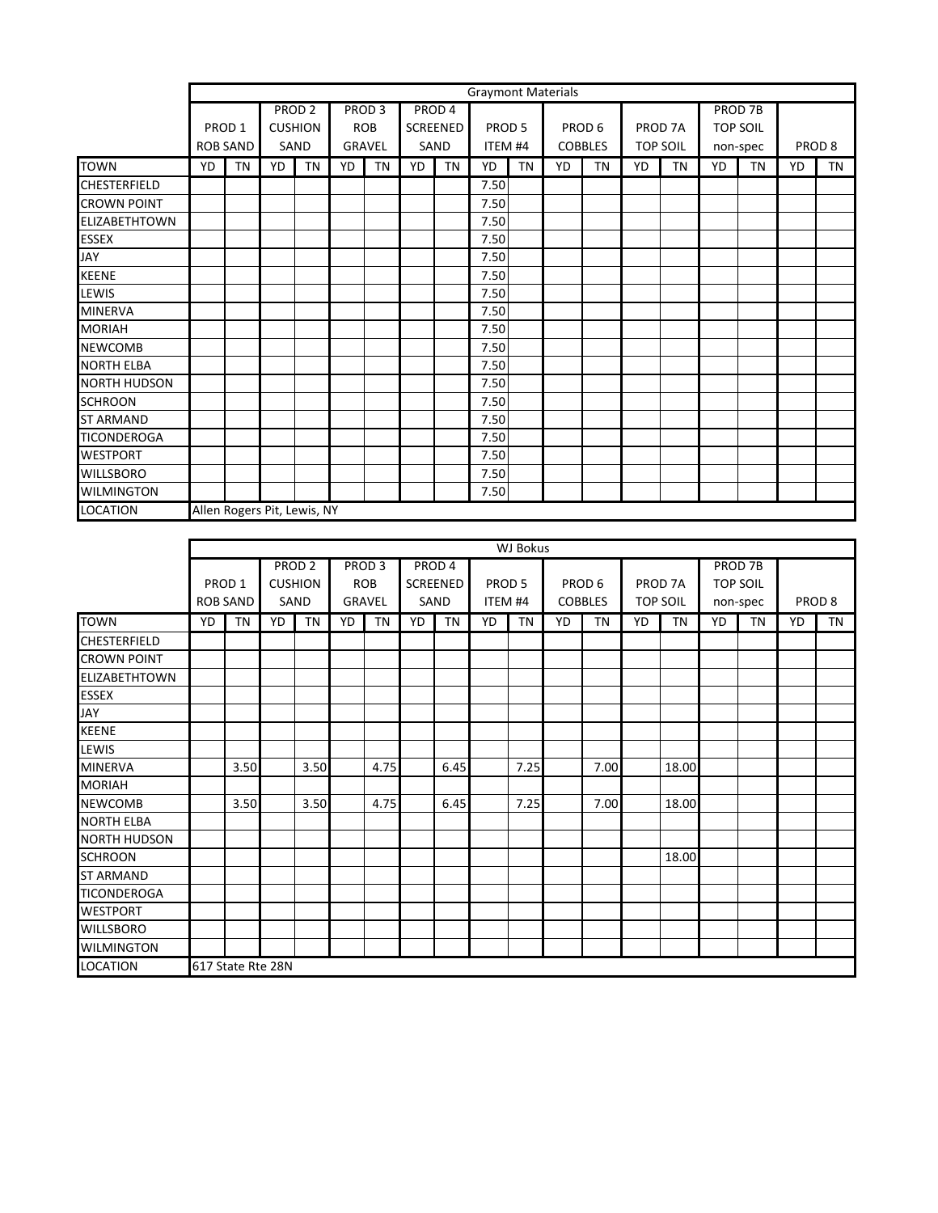| | Graymont Materials | | | | | | | | | | | | | | | | | |
|---|---|---|---|---|---|---|---|---|---|---|---|---|---|---|---|---|---|---|
| | PROD 1 ROB SAND | | PROD 2 CUSHION SAND | | PROD 3 ROB GRAVEL | | PROD 4 SCREENED SAND | | PROD 5 ITEM #4 | | PROD 6 COBBLES | | PROD 7A TOP SOIL | | PROD 7B TOP SOIL non-spec | | PROD 8 | |
| TOWN | YD | TN | YD | TN | YD | TN | YD | TN | YD | TN | YD | TN | YD | TN | YD | TN | YD | TN |
| CHESTERFIELD | | | | | | | | | 7.50 | | | | | | | | | |
| CROWN POINT | | | | | | | | | 7.50 | | | | | | | | | |
| ELIZABETHTOWN | | | | | | | | | 7.50 | | | | | | | | | |
| ESSEX | | | | | | | | | 7.50 | | | | | | | | | |
| JAY | | | | | | | | | 7.50 | | | | | | | | | |
| KEENE | | | | | | | | | 7.50 | | | | | | | | | |
| LEWIS | | | | | | | | | 7.50 | | | | | | | | | |
| MINERVA | | | | | | | | | 7.50 | | | | | | | | | |
| MORIAH | | | | | | | | | 7.50 | | | | | | | | | |
| NEWCOMB | | | | | | | | | 7.50 | | | | | | | | | |
| NORTH ELBA | | | | | | | | | 7.50 | | | | | | | | | |
| NORTH HUDSON | | | | | | | | | 7.50 | | | | | | | | | |
| SCHROON | | | | | | | | | 7.50 | | | | | | | | | |
| ST ARMAND | | | | | | | | | 7.50 | | | | | | | | | |
| TICONDEROGA | | | | | | | | | 7.50 | | | | | | | | | |
| WESTPORT | | | | | | | | | 7.50 | | | | | | | | | |
| WILLSBORO | | | | | | | | | 7.50 | | | | | | | | | |
| WILMINGTON | | | | | | | | | 7.50 | | | | | | | | | |
| LOCATION | Allen Rogers Pit, Lewis, NY | | | | | | | | | | | | | | | | | |

| | WJ Bokus | | | | | | | | | | | | | | | | | |
|---|---|---|---|---|---|---|---|---|---|---|---|---|---|---|---|---|---|---|
| | PROD 1 ROB SAND | | PROD 2 CUSHION SAND | | PROD 3 ROB GRAVEL | | PROD 4 SCREENED SAND | | PROD 5 ITEM #4 | | PROD 6 COBBLES | | PROD 7A TOP SOIL | | PROD 7B TOP SOIL non-spec | | PROD 8 | |
| TOWN | YD | TN | YD | TN | YD | TN | YD | TN | YD | TN | YD | TN | YD | TN | YD | TN | YD | TN |
| CHESTERFIELD | | | | | | | | | | | | | | | | | | |
| CROWN POINT | | | | | | | | | | | | | | | | | | |
| ELIZABETHTOWN | | | | | | | | | | | | | | | | | | |
| ESSEX | | | | | | | | | | | | | | | | | | |
| JAY | | | | | | | | | | | | | | | | | | |
| KEENE | | | | | | | | | | | | | | | | | | |
| LEWIS | | | | | | | | | | | | | | | | | | |
| MINERVA | | 3.50 | | 3.50 | | 4.75 | | 6.45 | | 7.25 | | 7.00 | | 18.00 | | | | |
| MORIAH | | | | | | | | | | | | | | | | | | |
| NEWCOMB | | 3.50 | | 3.50 | | 4.75 | | 6.45 | | 7.25 | | 7.00 | | 18.00 | | | | |
| NORTH ELBA | | | | | | | | | | | | | | | | | | |
| NORTH HUDSON | | | | | | | | | | | | | | | | | | |
| SCHROON | | | | | | | | | | | | | | 18.00 | | | | |
| ST ARMAND | | | | | | | | | | | | | | | | | | |
| TICONDEROGA | | | | | | | | | | | | | | | | | | |
| WESTPORT | | | | | | | | | | | | | | | | | | |
| WILLSBORO | | | | | | | | | | | | | | | | | | |
| WILMINGTON | | | | | | | | | | | | | | | | | | |
| LOCATION | 617 State Rte 28N | | | | | | | | | | | | | | | | | |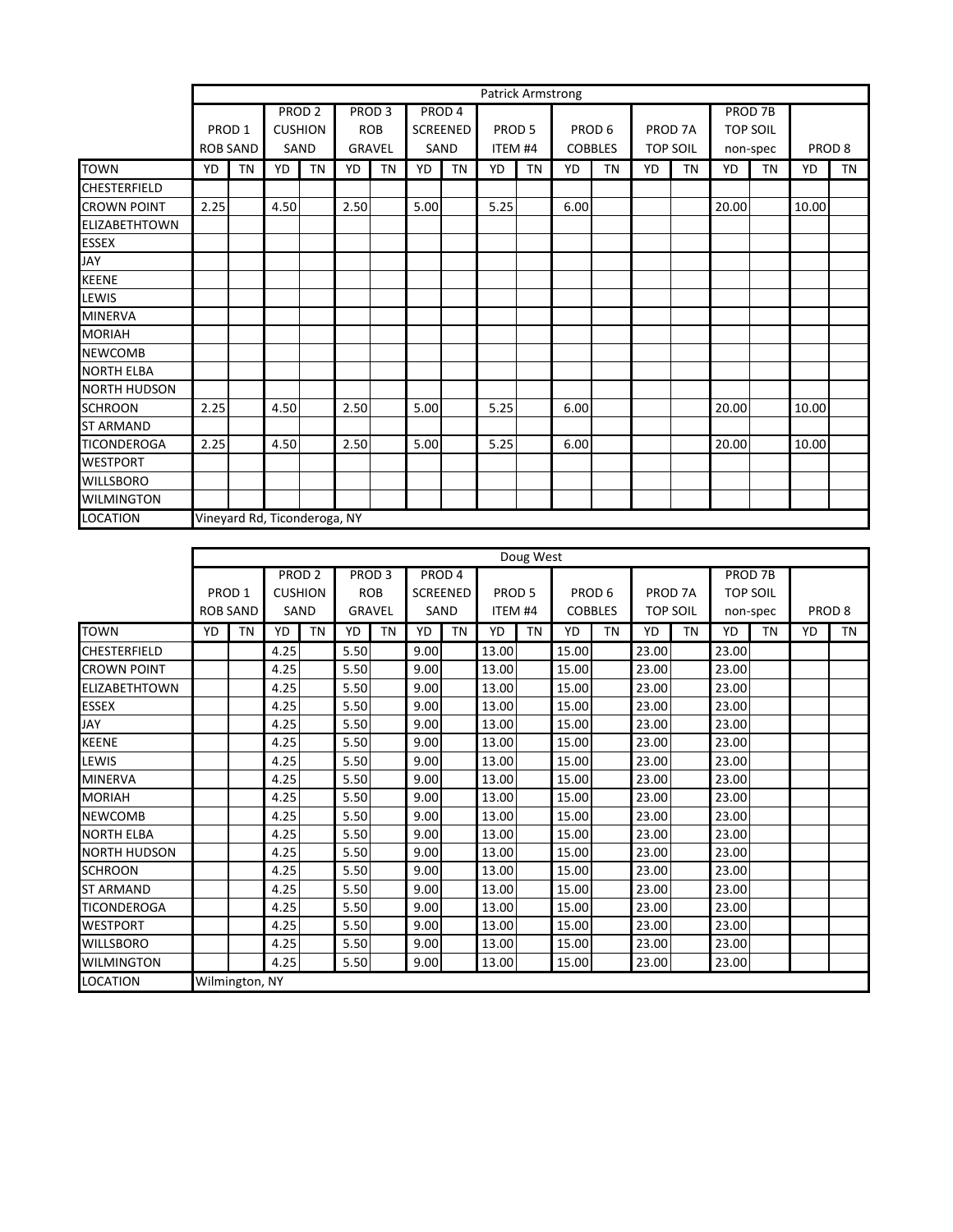| | Patrick Armstrong | | | | | | | | | | | | | | | | | |
|---|---|---|---|---|---|---|---|---|---|---|---|---|---|---|---|---|---|---|
| | PROD 1 ROB SAND | | PROD 2 CUSHION SAND | | PROD 3 ROB GRAVEL | | PROD 4 SCREENED SAND | | PROD 5 ITEM #4 | | PROD 6 COBBLES | | PROD 7A TOP SOIL | | PROD 7B TOP SOIL non-spec | | PROD 8 | |
| TOWN | YD | TN | YD | TN | YD | TN | YD | TN | YD | TN | YD | TN | YD | TN | YD | TN | YD | TN |
| CHESTERFIELD | | | | | | | | | | | | | | | | | | |
| CROWN POINT | 2.25 | | 4.50 | | 2.50 | | 5.00 | | 5.25 | | 6.00 | | | | 20.00 | | 10.00 | |
| ELIZABETHTOWN | | | | | | | | | | | | | | | | | | |
| ESSEX | | | | | | | | | | | | | | | | | | |
| JAY | | | | | | | | | | | | | | | | | | |
| KEENE | | | | | | | | | | | | | | | | | | |
| LEWIS | | | | | | | | | | | | | | | | | | |
| MINERVA | | | | | | | | | | | | | | | | | | |
| MORIAH | | | | | | | | | | | | | | | | | | |
| NEWCOMB | | | | | | | | | | | | | | | | | | |
| NORTH ELBA | | | | | | | | | | | | | | | | | | |
| NORTH HUDSON | | | | | | | | | | | | | | | | | | |
| SCHROON | 2.25 | | 4.50 | | 2.50 | | 5.00 | | 5.25 | | 6.00 | | | | 20.00 | | 10.00 | |
| ST ARMAND | | | | | | | | | | | | | | | | | | |
| TICONDEROGA | 2.25 | | 4.50 | | 2.50 | | 5.00 | | 5.25 | | 6.00 | | | | 20.00 | | 10.00 | |
| WESTPORT | | | | | | | | | | | | | | | | | | |
| WILLSBORO | | | | | | | | | | | | | | | | | | |
| WILMINGTON | | | | | | | | | | | | | | | | | | |
| LOCATION | Vineyard Rd, Ticonderoga, NY | | | | | | | | | | | | | | | | | |

| | Doug West | | | | | | | | | | | | | | | | | |
|---|---|---|---|---|---|---|---|---|---|---|---|---|---|---|---|---|---|---|
| | PROD 1 ROB SAND | | PROD 2 CUSHION SAND | | PROD 3 ROB GRAVEL | | PROD 4 SCREENED SAND | | PROD 5 ITEM #4 | | PROD 6 COBBLES | | PROD 7A TOP SOIL | | PROD 7B TOP SOIL non-spec | | PROD 8 | |
| TOWN | YD | TN | YD | TN | YD | TN | YD | TN | YD | TN | YD | TN | YD | TN | YD | TN | YD | TN |
| CHESTERFIELD | | | 4.25 | | 5.50 | | 9.00 | | 13.00 | | 15.00 | | 23.00 | | 23.00 | | | |
| CROWN POINT | | | 4.25 | | 5.50 | | 9.00 | | 13.00 | | 15.00 | | 23.00 | | 23.00 | | | |
| ELIZABETHTOWN | | | 4.25 | | 5.50 | | 9.00 | | 13.00 | | 15.00 | | 23.00 | | 23.00 | | | |
| ESSEX | | | 4.25 | | 5.50 | | 9.00 | | 13.00 | | 15.00 | | 23.00 | | 23.00 | | | |
| JAY | | | 4.25 | | 5.50 | | 9.00 | | 13.00 | | 15.00 | | 23.00 | | 23.00 | | | |
| KEENE | | | 4.25 | | 5.50 | | 9.00 | | 13.00 | | 15.00 | | 23.00 | | 23.00 | | | |
| LEWIS | | | 4.25 | | 5.50 | | 9.00 | | 13.00 | | 15.00 | | 23.00 | | 23.00 | | | |
| MINERVA | | | 4.25 | | 5.50 | | 9.00 | | 13.00 | | 15.00 | | 23.00 | | 23.00 | | | |
| MORIAH | | | 4.25 | | 5.50 | | 9.00 | | 13.00 | | 15.00 | | 23.00 | | 23.00 | | | |
| NEWCOMB | | | 4.25 | | 5.50 | | 9.00 | | 13.00 | | 15.00 | | 23.00 | | 23.00 | | | |
| NORTH ELBA | | | 4.25 | | 5.50 | | 9.00 | | 13.00 | | 15.00 | | 23.00 | | 23.00 | | | |
| NORTH HUDSON | | | 4.25 | | 5.50 | | 9.00 | | 13.00 | | 15.00 | | 23.00 | | 23.00 | | | |
| SCHROON | | | 4.25 | | 5.50 | | 9.00 | | 13.00 | | 15.00 | | 23.00 | | 23.00 | | | |
| ST ARMAND | | | 4.25 | | 5.50 | | 9.00 | | 13.00 | | 15.00 | | 23.00 | | 23.00 | | | |
| TICONDEROGA | | | 4.25 | | 5.50 | | 9.00 | | 13.00 | | 15.00 | | 23.00 | | 23.00 | | | |
| WESTPORT | | | 4.25 | | 5.50 | | 9.00 | | 13.00 | | 15.00 | | 23.00 | | 23.00 | | | |
| WILLSBORO | | | 4.25 | | 5.50 | | 9.00 | | 13.00 | | 15.00 | | 23.00 | | 23.00 | | | |
| WILMINGTON | | | 4.25 | | 5.50 | | 9.00 | | 13.00 | | 15.00 | | 23.00 | | 23.00 | | | |
| LOCATION | Wilmington, NY | | | | | | | | | | | | | | | | | |